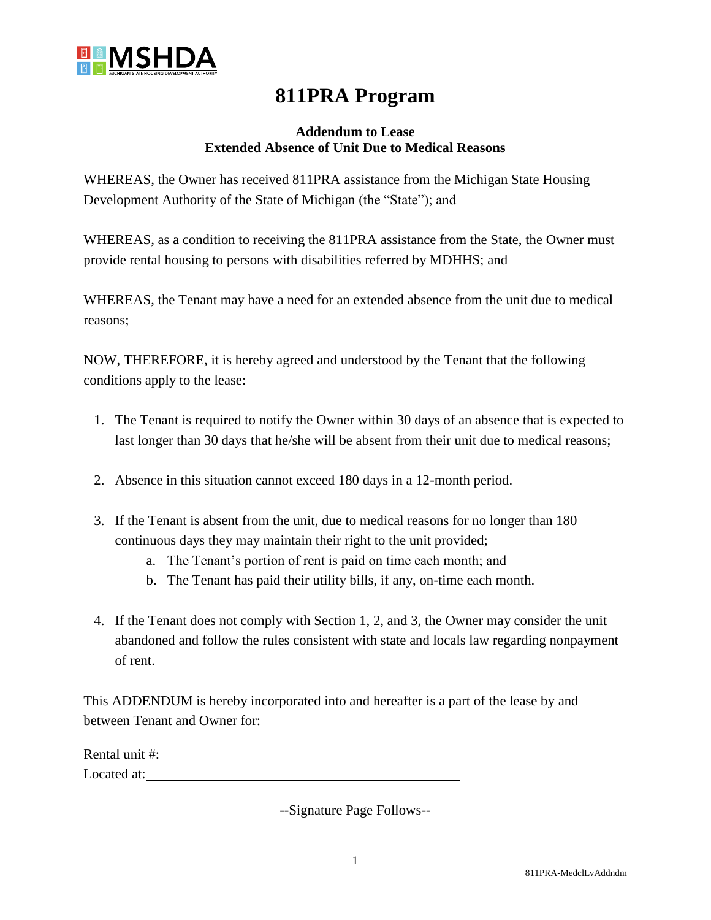MSHDA
MICHIGAN STATE HOUSING DEVELOPMENT AUTHORITY

# 811PRA Program

**Addendum to Lease**
**Extended Absence of Unit Due to Medical Reasons**

WHEREAS, the Owner has received 811PRA assistance from the Michigan State Housing Development Authority of the State of Michigan (the "State"); and

WHEREAS, as a condition to receiving the 811PRA assistance from the State, the Owner must provide rental housing to persons with disabilities referred by MDHHS; and

WHEREAS, the Tenant may have a need for an extended absence from the unit due to medical reasons;

NOW, THEREFORE, it is hereby agreed and understood by the Tenant that the following conditions apply to the lease:

1. The Tenant is required to notify the Owner within 30 days of an absence that is expected to last longer than 30 days that he/she will be absent from their unit due to medical reasons;

2. Absence in this situation cannot exceed 180 days in a 12-month period.

3. If the Tenant is absent from the unit, due to medical reasons for no longer than 180 continuous days they may maintain their right to the unit provided;
   a. The Tenant's portion of rent is paid on time each month; and
   b. The Tenant has paid their utility bills, if any, on-time each month.

4. If the Tenant does not comply with Section 1, 2, and 3, the Owner may consider the unit abandoned and follow the rules consistent with state and locals law regarding nonpayment of rent.

This ADDENDUM is hereby incorporated into and hereafter is a part of the lease by and between Tenant and Owner for:

Rental unit #:\_\_\_\_\_\_\_\_\_\_\_\_\_\_
Located at:\_\_\_\_\_\_\_\_\_\_\_\_\_\_\_\_\_\_\_\_\_\_\_\_\_\_\_\_\_\_\_\_\_\_\_\_\_\_\_\_\_\_\_\_

--Signature Page Follows--

811PRA-MedclLvAddndm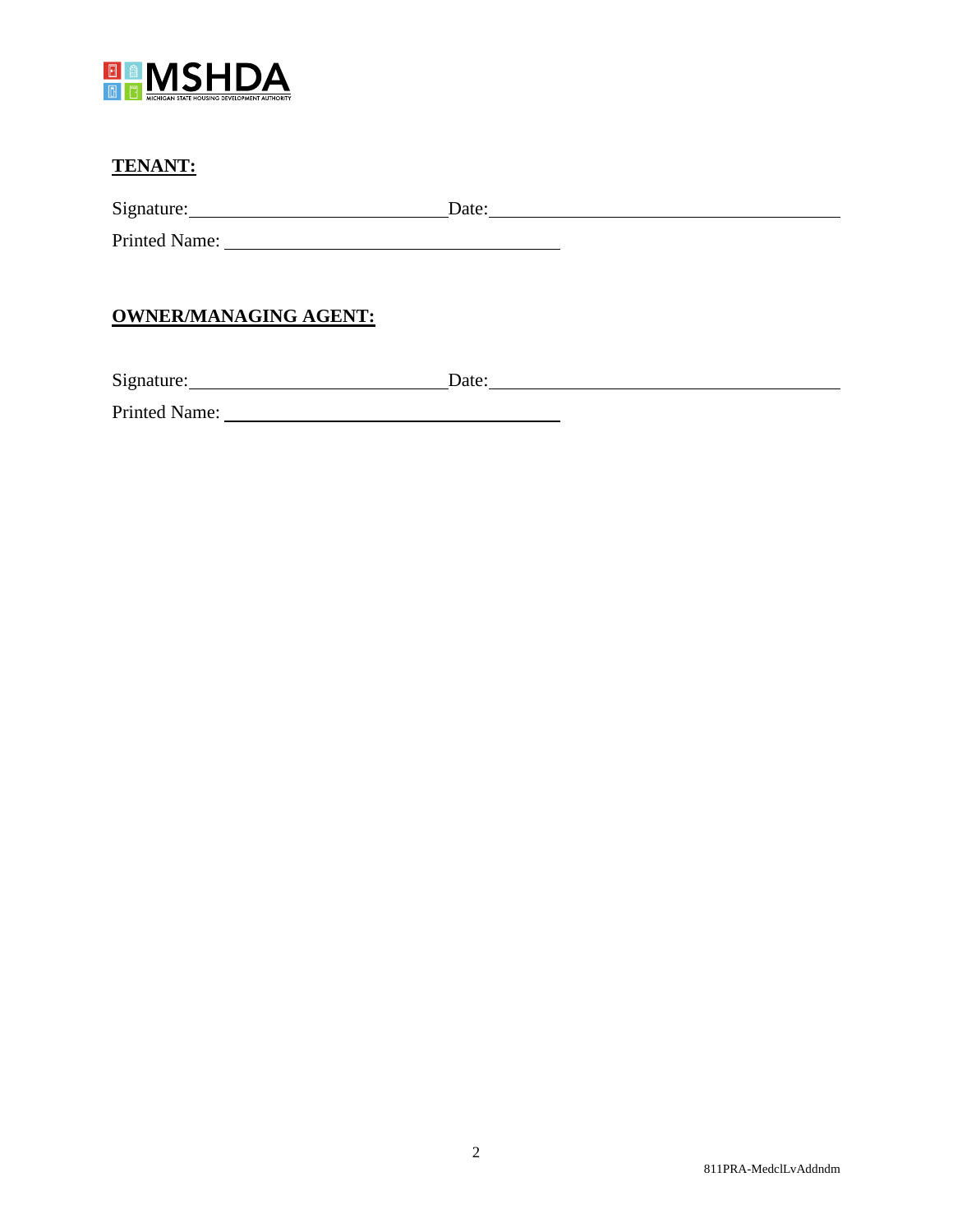**TENANT:**

Signature: ______________________________ Date: ________________________________________

Printed Name: ______________________________________

**OWNER/MANAGING AGENT:**

Signature: ______________________________ Date: ________________________________________

Printed Name: ______________________________________